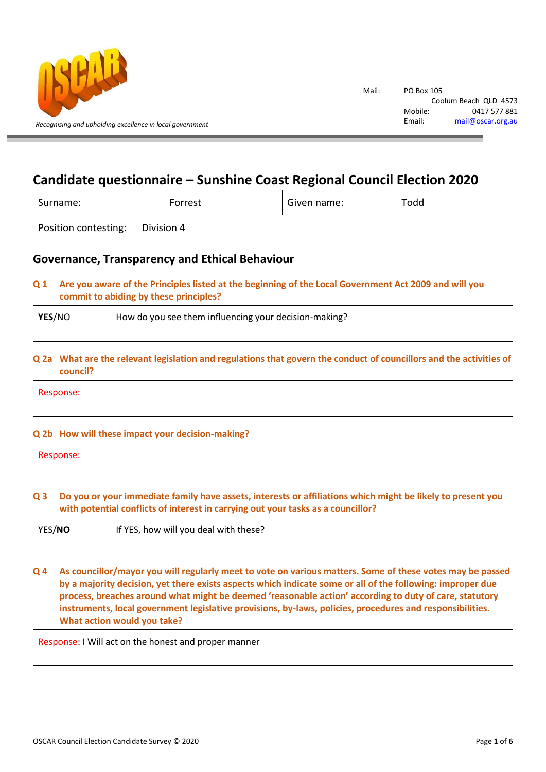Recognising and upholding excellence in local government

Mail: PO Box 105
Coolum Beach QLD 4573
Mobile: 0417 577 881
Email: mail@oscar.org.au

## Candidate questionnaire – Sunshine Coast Regional Council Election 2020

| Surname: | Forrest | Given name: | Todd |
|---|---|---|---|
| Position contesting: | Division 4 | | |

### Governance, Transparency and Ethical Behaviour

**Q 1 Are you aware of the Principles listed at the beginning of the Local Government Act 2009 and will you commit to abiding by these principles?**

| **YES**/NO | How do you see them influencing your decision-making? |
|---|---|

**Q 2a What are the relevant legislation and regulations that govern the conduct of councillors and the activities of council?**

Response:

**Q 2b How will these impact your decision-making?**

Response:

**Q 3 Do you or your immediate family have assets, interests or affiliations which might be likely to present you with potential conflicts of interest in carrying out your tasks as a councillor?**

| YES/**NO** | If YES, how will you deal with these? |
|---|---|

**Q 4 As councillor/mayor you will regularly meet to vote on various matters. Some of these votes may be passed by a majority decision, yet there exists aspects which indicate some or all of the following: improper due process, breaches around what might be deemed 'reasonable action' according to duty of care, statutory instruments, local government legislative provisions, by-laws, policies, procedures and responsibilities. What action would you take?**

Response: I Will act on the honest and proper manner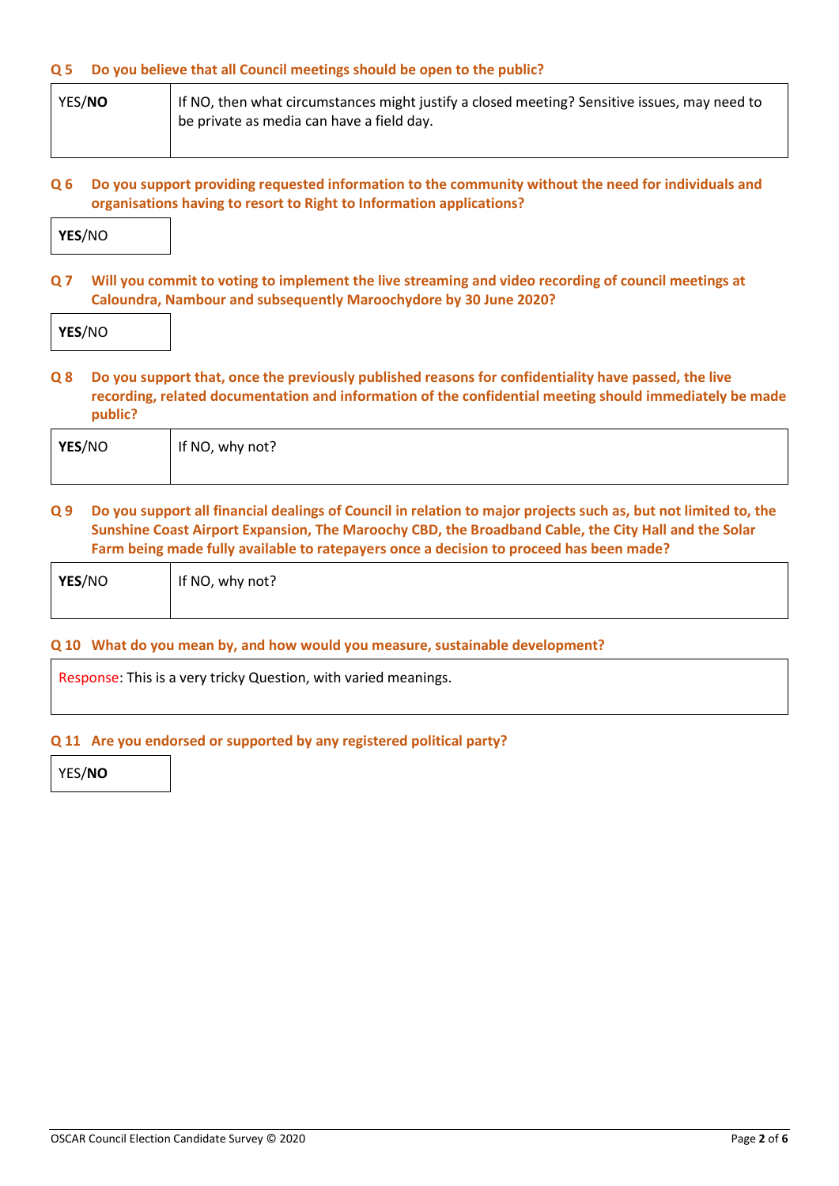**Q 5 Do you believe that all Council meetings should be open to the public?**

| YES/**NO** | If NO, then what circumstances might justify a closed meeting? Sensitive issues, may need to be private as media can have a field day. |
|---|---|

**Q 6 Do you support providing requested information to the community without the need for individuals and organisations having to resort to Right to Information applications?**

| **YES**/NO |
|---|

**Q 7 Will you commit to voting to implement the live streaming and video recording of council meetings at Caloundra, Nambour and subsequently Maroochydore by 30 June 2020?**

| **YES**/NO |
|---|

**Q 8 Do you support that, once the previously published reasons for confidentiality have passed, the live recording, related documentation and information of the confidential meeting should immediately be made public?**

| **YES**/NO | If NO, why not? |
|---|---|

**Q 9 Do you support all financial dealings of Council in relation to major projects such as, but not limited to, the Sunshine Coast Airport Expansion, The Maroochy CBD, the Broadband Cable, the City Hall and the Solar Farm being made fully available to ratepayers once a decision to proceed has been made?**

| **YES**/NO | If NO, why not? |
|---|---|

**Q 10 What do you mean by, and how would you measure, sustainable development?**

| Response: This is a very tricky Question, with varied meanings. |
|---|

**Q 11 Are you endorsed or supported by any registered political party?**

| YES/**NO** |
|---|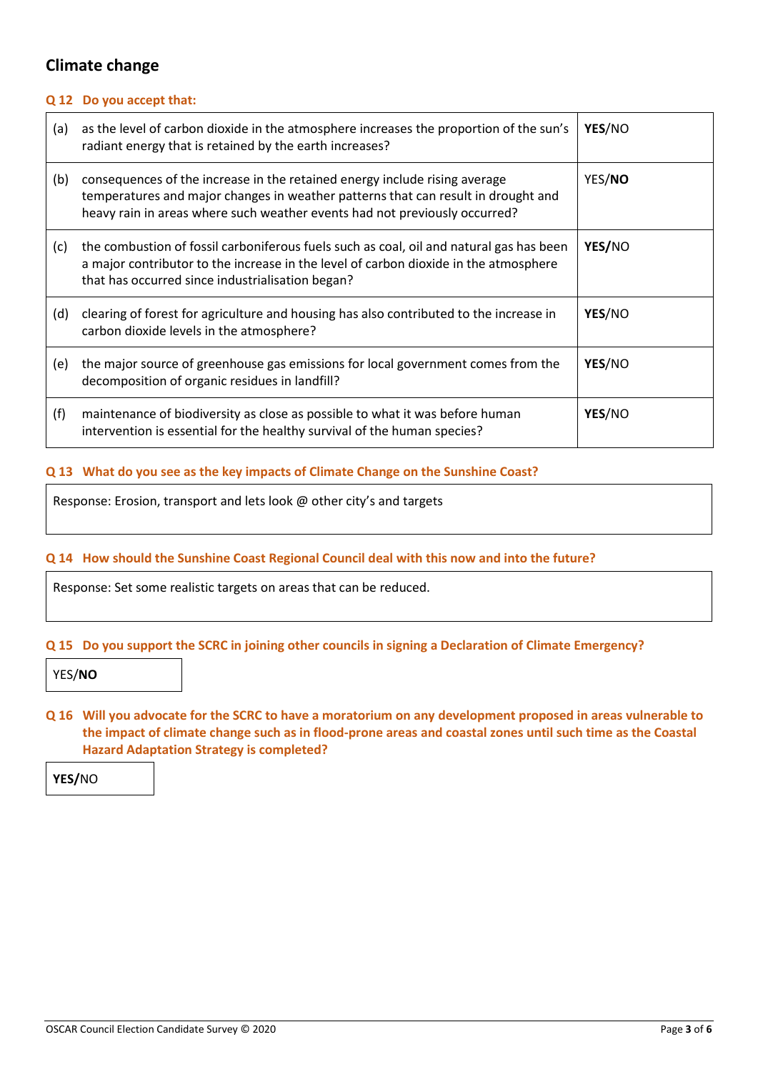## Climate change

### Q 12 Do you accept that:

| | | |
|---|---|---|
| (a) | as the level of carbon dioxide in the atmosphere increases the proportion of the sun's radiant energy that is retained by the earth increases? | **YES**/NO |
| (b) | consequences of the increase in the retained energy include rising average temperatures and major changes in weather patterns that can result in drought and heavy rain in areas where such weather events had not previously occurred? | YES/**NO** |
| (c) | the combustion of fossil carboniferous fuels such as coal, oil and natural gas has been a major contributor to the increase in the level of carbon dioxide in the atmosphere that has occurred since industrialisation began? | **YES/**NO |
| (d) | clearing of forest for agriculture and housing has also contributed to the increase in carbon dioxide levels in the atmosphere? | **YES**/NO |
| (e) | the major source of greenhouse gas emissions for local government comes from the decomposition of organic residues in landfill? | **YES**/NO |
| (f) | maintenance of biodiversity as close as possible to what it was before human intervention is essential for the healthy survival of the human species? | **YES**/NO |

### Q 13 What do you see as the key impacts of Climate Change on the Sunshine Coast?

Response: Erosion, transport and lets look @ other city's and targets

### Q 14 How should the Sunshine Coast Regional Council deal with this now and into the future?

Response: Set some realistic targets on areas that can be reduced.

### Q 15 Do you support the SCRC in joining other councils in signing a Declaration of Climate Emergency?

YES/**NO**

### Q 16 Will you advocate for the SCRC to have a moratorium on any development proposed in areas vulnerable to the impact of climate change such as in flood-prone areas and coastal zones until such time as the Coastal Hazard Adaptation Strategy is completed?

**YES/**NO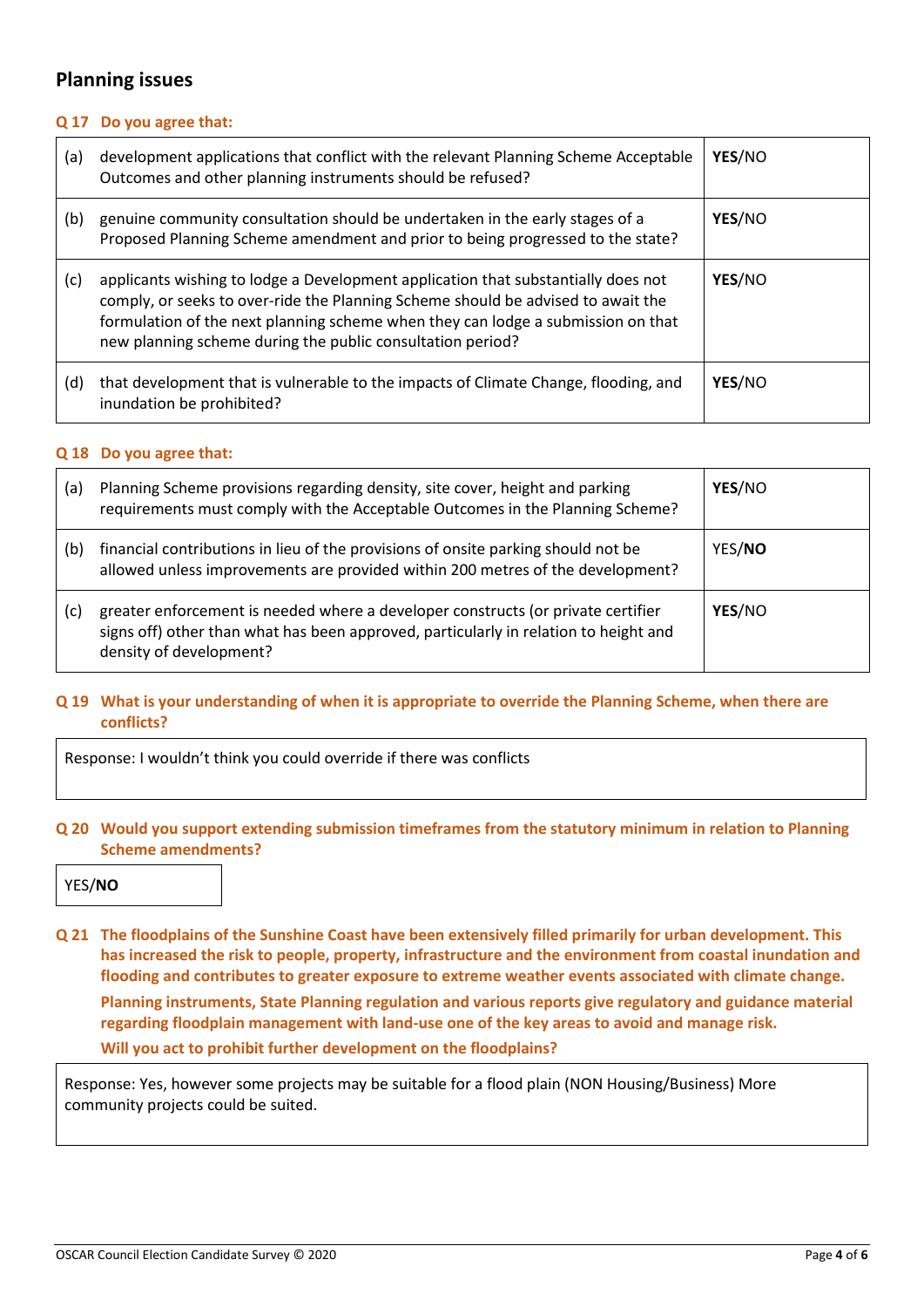## Planning issues

**Q 17 Do you agree that:**

| | | |
|---|---|---|
| (a) | development applications that conflict with the relevant Planning Scheme Acceptable Outcomes and other planning instruments should be refused? | **YES**/NO |
| (b) | genuine community consultation should be undertaken in the early stages of a Proposed Planning Scheme amendment and prior to being progressed to the state? | **YES**/NO |
| (c) | applicants wishing to lodge a Development application that substantially does not comply, or seeks to over-ride the Planning Scheme should be advised to await the formulation of the next planning scheme when they can lodge a submission on that new planning scheme during the public consultation period? | **YES**/NO |
| (d) | that development that is vulnerable to the impacts of Climate Change, flooding, and inundation be prohibited? | **YES**/NO |

**Q 18 Do you agree that:**

| | | |
|---|---|---|
| (a) | Planning Scheme provisions regarding density, site cover, height and parking requirements must comply with the Acceptable Outcomes in the Planning Scheme? | **YES**/NO |
| (b) | financial contributions in lieu of the provisions of onsite parking should not be allowed unless improvements are provided within 200 metres of the development? | YES/**NO** |
| (c) | greater enforcement is needed where a developer constructs (or private certifier signs off) other than what has been approved, particularly in relation to height and density of development? | **YES**/NO |

**Q 19 What is your understanding of when it is appropriate to override the Planning Scheme, when there are conflicts?**

Response: I wouldn't think you could override if there was conflicts

**Q 20 Would you support extending submission timeframes from the statutory minimum in relation to Planning Scheme amendments?**

YES/**NO**

**Q 21 The floodplains of the Sunshine Coast have been extensively filled primarily for urban development. This has increased the risk to people, property, infrastructure and the environment from coastal inundation and flooding and contributes to greater exposure to extreme weather events associated with climate change.**

**Planning instruments, State Planning regulation and various reports give regulatory and guidance material regarding floodplain management with land-use one of the key areas to avoid and manage risk.**

**Will you act to prohibit further development on the floodplains?**

Response: Yes, however some projects may be suitable for a flood plain (NON Housing/Business) More community projects could be suited.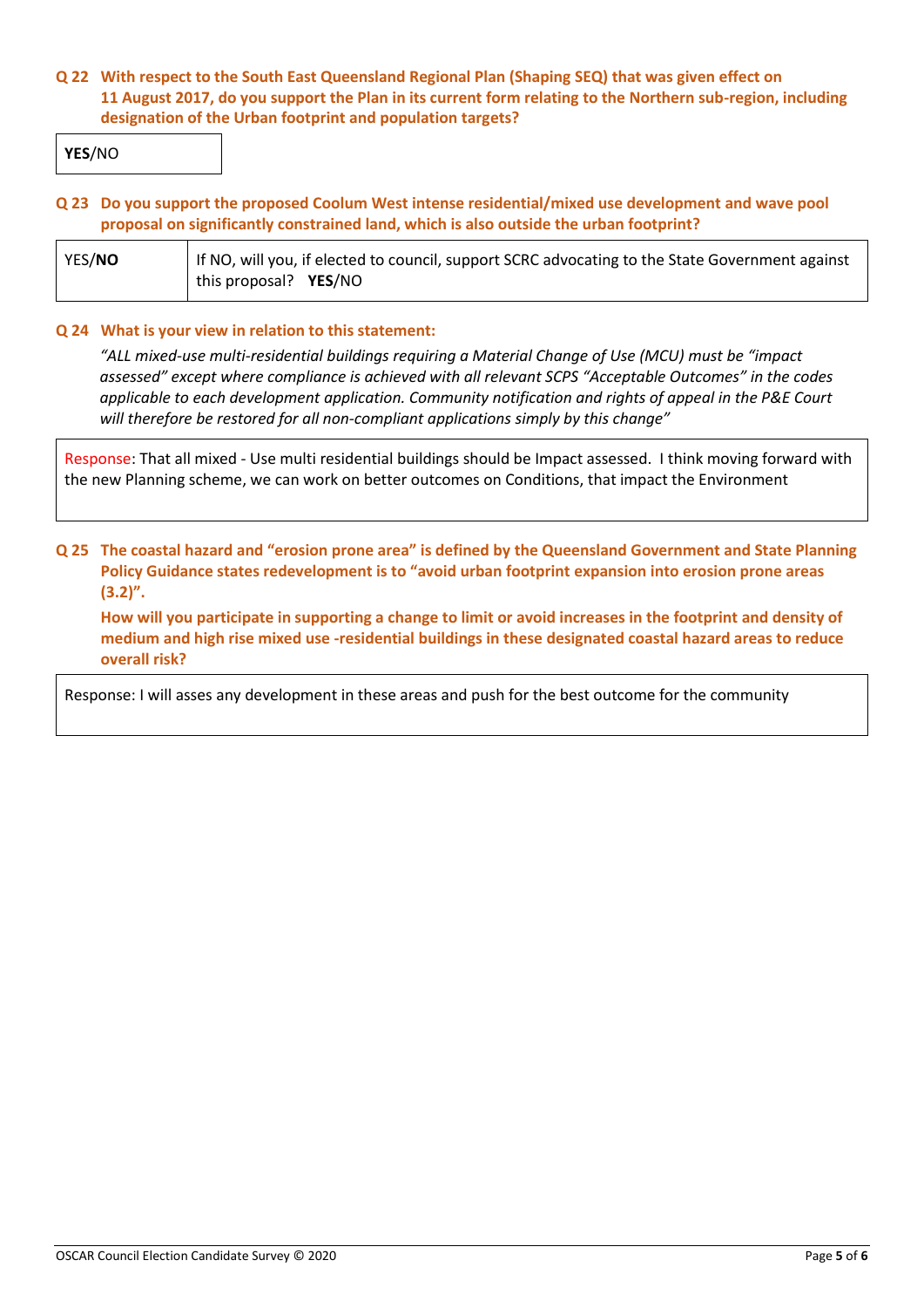**Q 22 With respect to the South East Queensland Regional Plan (Shaping SEQ) that was given effect on 11 August 2017, do you support the Plan in its current form relating to the Northern sub-region, including designation of the Urban footprint and population targets?**

| **YES**/NO |
|---|

**Q 23 Do you support the proposed Coolum West intense residential/mixed use development and wave pool proposal on significantly constrained land, which is also outside the urban footprint?**

| YES/**NO** | If NO, will you, if elected to council, support SCRC advocating to the State Government against this proposal? **YES**/NO |
|---|---|

**Q 24 What is your view in relation to this statement:**

*"ALL mixed-use multi-residential buildings requiring a Material Change of Use (MCU) must be "impact assessed" except where compliance is achieved with all relevant SCPS "Acceptable Outcomes" in the codes applicable to each development application. Community notification and rights of appeal in the P&E Court will therefore be restored for all non-compliant applications simply by this change"*

| Response: That all mixed - Use multi residential buildings should be Impact assessed. I think moving forward with the new Planning scheme, we can work on better outcomes on Conditions, that impact the Environment |
|---|

**Q 25 The coastal hazard and "erosion prone area" is defined by the Queensland Government and State Planning Policy Guidance states redevelopment is to "avoid urban footprint expansion into erosion prone areas (3.2)".**

**How will you participate in supporting a change to limit or avoid increases in the footprint and density of medium and high rise mixed use -residential buildings in these designated coastal hazard areas to reduce overall risk?**

| Response: I will asses any development in these areas and push for the best outcome for the community |
|---|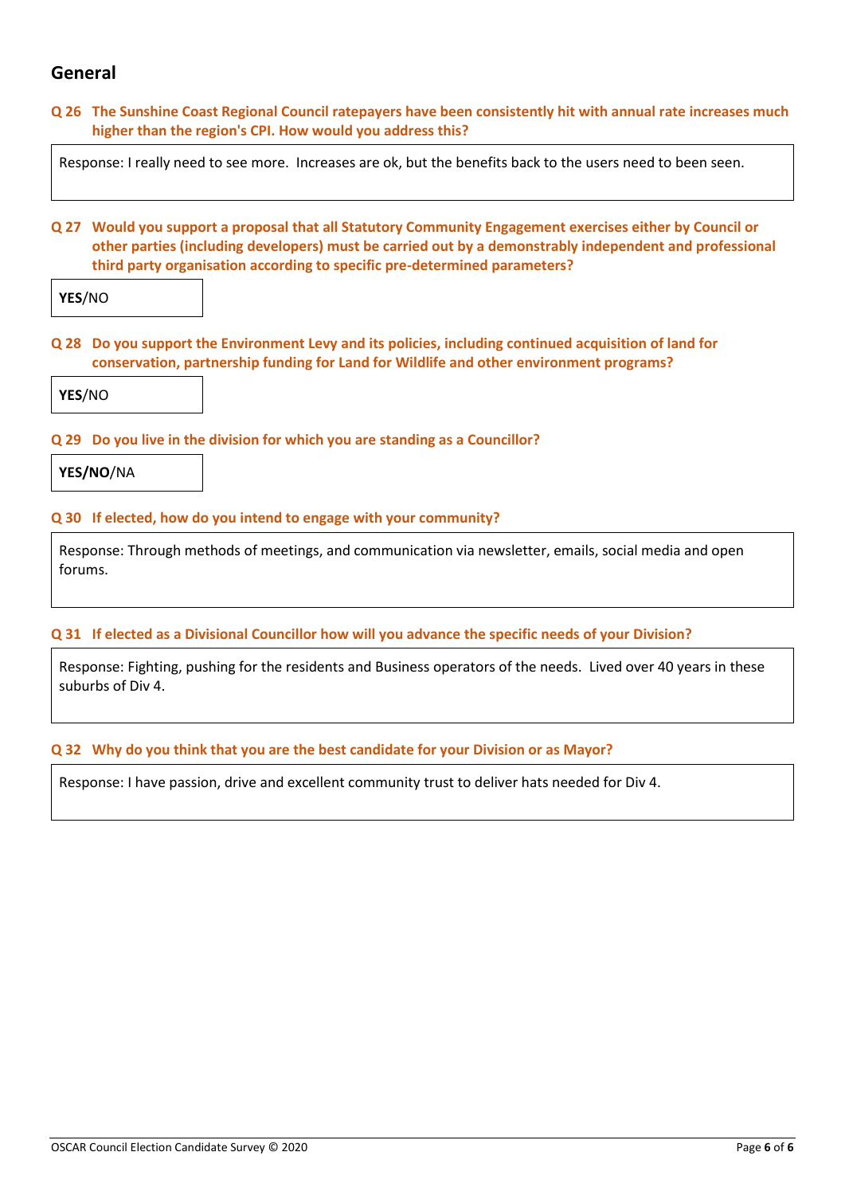## General

**Q 26 The Sunshine Coast Regional Council ratepayers have been consistently hit with annual rate increases much higher than the region's CPI. How would you address this?**

Response: I really need to see more. Increases are ok, but the benefits back to the users need to been seen.

**Q 27 Would you support a proposal that all Statutory Community Engagement exercises either by Council or other parties (including developers) must be carried out by a demonstrably independent and professional third party organisation according to specific pre-determined parameters?**

**YES**/NO

**Q 28 Do you support the Environment Levy and its policies, including continued acquisition of land for conservation, partnership funding for Land for Wildlife and other environment programs?**

**YES**/NO

**Q 29 Do you live in the division for which you are standing as a Councillor?**

**YES/NO**/NA

**Q 30 If elected, how do you intend to engage with your community?**

Response: Through methods of meetings, and communication via newsletter, emails, social media and open forums.

**Q 31 If elected as a Divisional Councillor how will you advance the specific needs of your Division?**

Response: Fighting, pushing for the residents and Business operators of the needs. Lived over 40 years in these suburbs of Div 4.

**Q 32 Why do you think that you are the best candidate for your Division or as Mayor?**

Response: I have passion, drive and excellent community trust to deliver hats needed for Div 4.